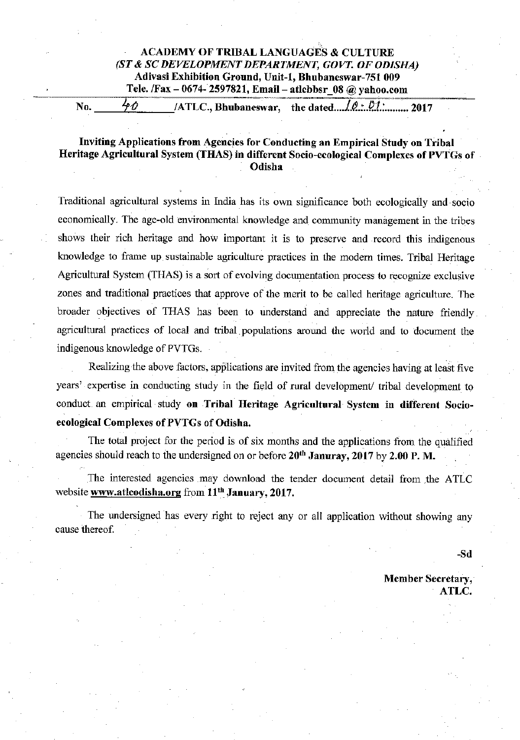**ACADEMY OF TRIBAL LANGUAGES & CULTURE**
***(ST & SC DEVELOPMENT DEPARTMENT, GOVT. OF ODISHA)***
**Adivasi Exhibition Ground, Unit-1, Bhubaneswar-751 009**
**Tele. /Fax – 0674- 2597821, Email – atlcbbsr_08 @ yahoo.com**

**No.** 40 **/ATLC., Bhubaneswar, the dated** 10.01. **2017**

**Inviting Applications from Agencies for Conducting an Empirical Study on Tribal Heritage Agricultural System (THAS) in different Socio-ecological Complexes of PVTGs of Odisha**

Traditional agricultural systems in India has its own significance both ecologically and socio economically. The age-old environmental knowledge and community management in the tribes shows their rich heritage and how important it is to preserve and record this indigenous knowledge to frame up sustainable agriculture practices in the modern times. Tribal Heritage Agricultural System (THAS) is a sort of evolving documentation process to recognize exclusive zones and traditional practices that approve of the merit to be called heritage agriculture. The broader objectives of THAS has been to understand and appreciate the nature friendly agricultural practices of local and tribal populations around the world and to document the indigenous knowledge of PVTGs.

Realizing the above factors, applications are invited from the agencies having at least five years' expertise in conducting study in the field of rural development/ tribal development to conduct an empirical study **on Tribal Heritage Agricultural System in different Socio-ecological Complexes of PVTGs** of **Odisha.**

The total project for the period is of six months and the applications from the qualified agencies should reach to the undersigned on or before **20th Januray, 2017** by **2.00 P. M.**

The interested agencies may download the tender document detail from the ATLC website **www.atlcodisha.org** from **11th January, 2017.**

The undersigned has every right to reject any or all application without showing any cause thereof.

**-Sd**

**Member Secretary,**
**ATLC.**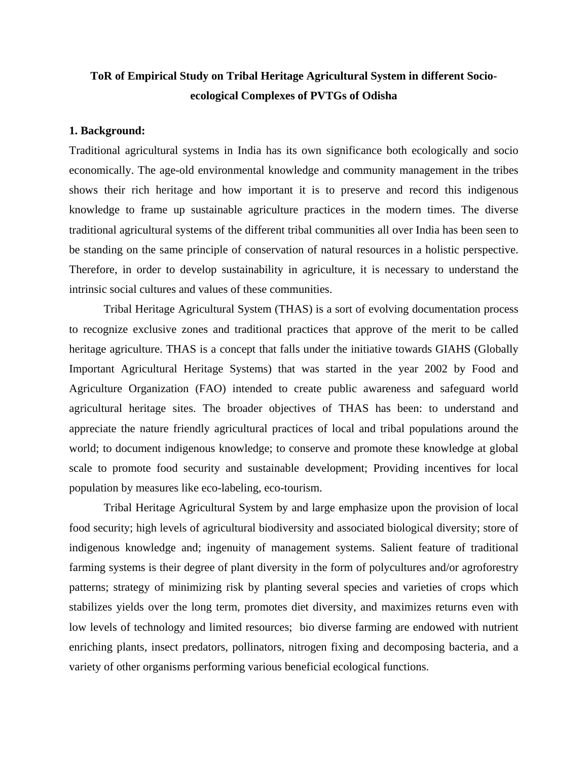# ToR of Empirical Study on Tribal Heritage Agricultural System in different Socio-ecological Complexes of PVTGs of Odisha

## 1. Background:

Traditional agricultural systems in India has its own significance both ecologically and socio economically. The age-old environmental knowledge and community management in the tribes shows their rich heritage and how important it is to preserve and record this indigenous knowledge to frame up sustainable agriculture practices in the modern times. The diverse traditional agricultural systems of the different tribal communities all over India has been seen to be standing on the same principle of conservation of natural resources in a holistic perspective. Therefore, in order to develop sustainability in agriculture, it is necessary to understand the intrinsic social cultures and values of these communities.

Tribal Heritage Agricultural System (THAS) is a sort of evolving documentation process to recognize exclusive zones and traditional practices that approve of the merit to be called heritage agriculture. THAS is a concept that falls under the initiative towards GIAHS (Globally Important Agricultural Heritage Systems) that was started in the year 2002 by Food and Agriculture Organization (FAO) intended to create public awareness and safeguard world agricultural heritage sites. The broader objectives of THAS has been: to understand and appreciate the nature friendly agricultural practices of local and tribal populations around the world; to document indigenous knowledge; to conserve and promote these knowledge at global scale to promote food security and sustainable development; Providing incentives for local population by measures like eco-labeling, eco-tourism.

Tribal Heritage Agricultural System by and large emphasize upon the provision of local food security; high levels of agricultural biodiversity and associated biological diversity; store of indigenous knowledge and; ingenuity of management systems. Salient feature of traditional farming systems is their degree of plant diversity in the form of polycultures and/or agroforestry patterns; strategy of minimizing risk by planting several species and varieties of crops which stabilizes yields over the long term, promotes diet diversity, and maximizes returns even with low levels of technology and limited resources; bio diverse farming are endowed with nutrient enriching plants, insect predators, pollinators, nitrogen fixing and decomposing bacteria, and a variety of other organisms performing various beneficial ecological functions.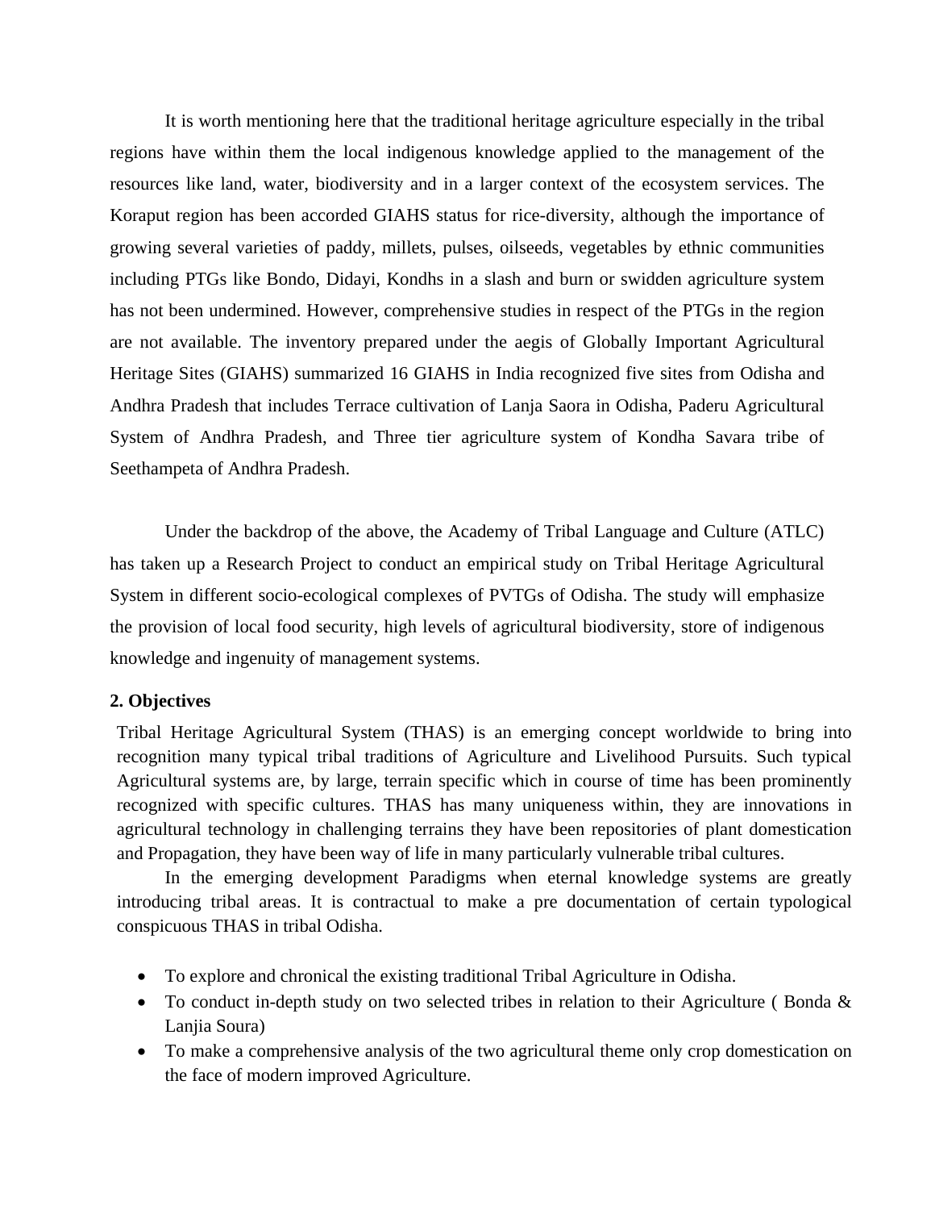It is worth mentioning here that the traditional heritage agriculture especially in the tribal regions have within them the local indigenous knowledge applied to the management of the resources like land, water, biodiversity and in a larger context of the ecosystem services. The Koraput region has been accorded GIAHS status for rice-diversity, although the importance of growing several varieties of paddy, millets, pulses, oilseeds, vegetables by ethnic communities including PTGs like Bondo, Didayi, Kondhs in a slash and burn or swidden agriculture system has not been undermined. However, comprehensive studies in respect of the PTGs in the region are not available. The inventory prepared under the aegis of Globally Important Agricultural Heritage Sites (GIAHS) summarized 16 GIAHS in India recognized five sites from Odisha and Andhra Pradesh that includes Terrace cultivation of Lanja Saora in Odisha, Paderu Agricultural System of Andhra Pradesh, and Three tier agriculture system of Kondha Savara tribe of Seethampeta of Andhra Pradesh.

Under the backdrop of the above, the Academy of Tribal Language and Culture (ATLC) has taken up a Research Project to conduct an empirical study on Tribal Heritage Agricultural System in different socio-ecological complexes of PVTGs of Odisha. The study will emphasize the provision of local food security, high levels of agricultural biodiversity, store of indigenous knowledge and ingenuity of management systems.

**2. Objectives**

Tribal Heritage Agricultural System (THAS) is an emerging concept worldwide to bring into recognition many typical tribal traditions of Agriculture and Livelihood Pursuits. Such typical Agricultural systems are, by large, terrain specific which in course of time has been prominently recognized with specific cultures. THAS has many uniqueness within, they are innovations in agricultural technology in challenging terrains they have been repositories of plant domestication and Propagation, they have been way of life in many particularly vulnerable tribal cultures.

In the emerging development Paradigms when eternal knowledge systems are greatly introducing tribal areas. It is contractual to make a pre documentation of certain typological conspicuous THAS in tribal Odisha.

- To explore and chronical the existing traditional Tribal Agriculture in Odisha.
- To conduct in-depth study on two selected tribes in relation to their Agriculture ( Bonda & Lanjia Soura)
- To make a comprehensive analysis of the two agricultural theme only crop domestication on the face of modern improved Agriculture.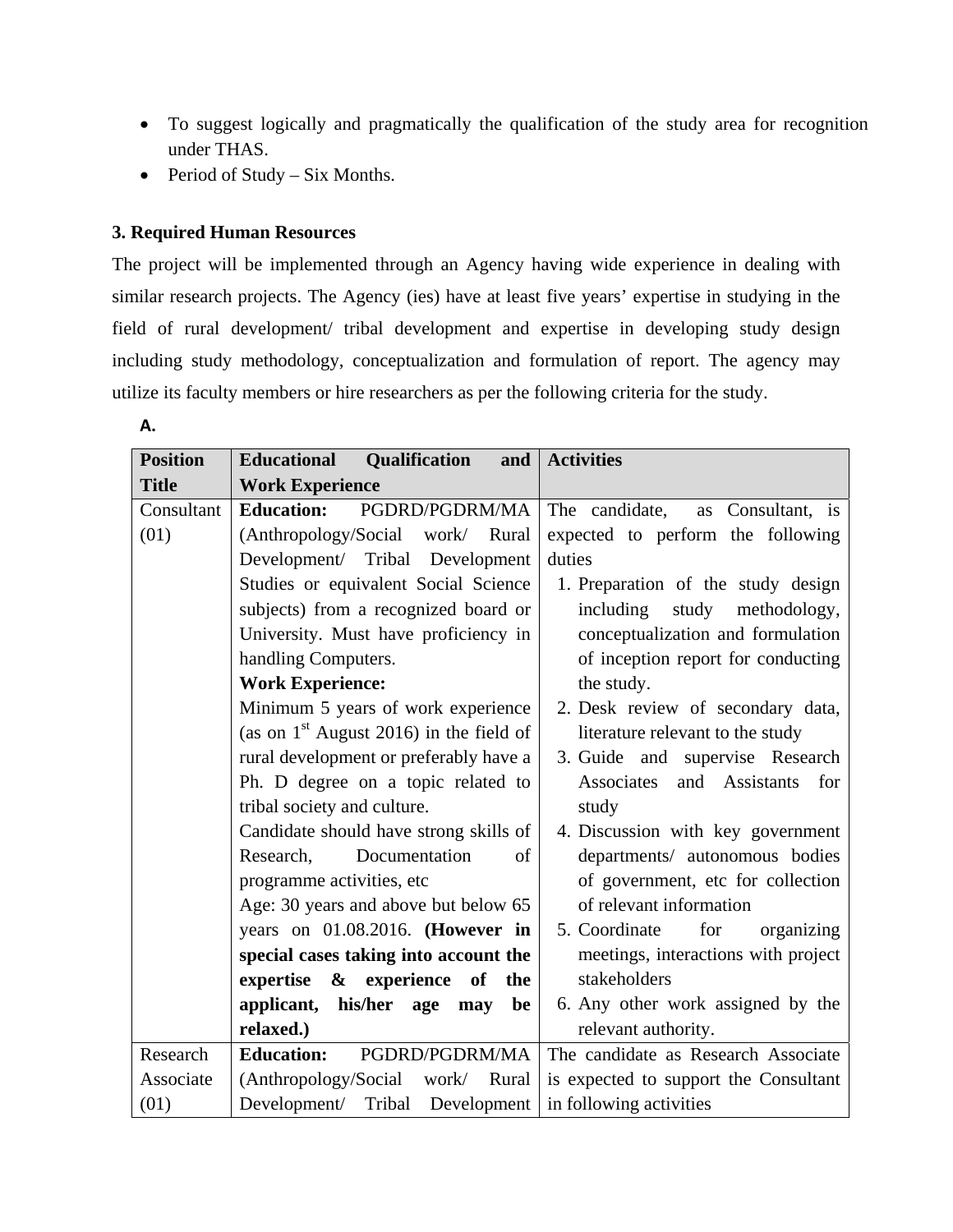- To suggest logically and pragmatically the qualification of the study area for recognition under THAS.
- Period of Study – Six Months.

### 3. Required Human Resources

The project will be implemented through an Agency having wide experience in dealing with similar research projects. The Agency (ies) have at least five years' expertise in studying in the field of rural development/ tribal development and expertise in developing study design including study methodology, conceptualization and formulation of report. The agency may utilize its faculty members or hire researchers as per the following criteria for the study.

**A.**

| Position Title | Educational Qualification and Work Experience | Activities |
|---|---|---|
| Consultant (01) | **Education:** PGDRD/PGDRM/MA (Anthropology/Social work/ Rural Development/ Tribal Development Studies or equivalent Social Science subjects) from a recognized board or University. Must have proficiency in handling Computers.<br>**Work Experience:**<br>Minimum 5 years of work experience (as on 1st August 2016) in the field of rural development or preferably have a Ph. D degree on a topic related to tribal society and culture.<br>Candidate should have strong skills of Research, Documentation of programme activities, etc<br>Age: 30 years and above but below 65 years on 01.08.2016. **(However in special cases taking into account the expertise & experience of the applicant, his/her age may be relaxed.)** | The candidate, as Consultant, is expected to perform the following duties<br>1. Preparation of the study design including study methodology, conceptualization and formulation of inception report for conducting the study.<br>2. Desk review of secondary data, literature relevant to the study<br>3. Guide and supervise Research Associates and Assistants for study<br>4. Discussion with key government departments/ autonomous bodies of government, etc for collection of relevant information<br>5. Coordinate for organizing meetings, interactions with project stakeholders<br>6. Any other work assigned by the relevant authority. |
| Research Associate (01) | **Education:** PGDRD/PGDRM/MA (Anthropology/Social work/ Rural Development/ Tribal Development | The candidate as Research Associate is expected to support the Consultant in following activities |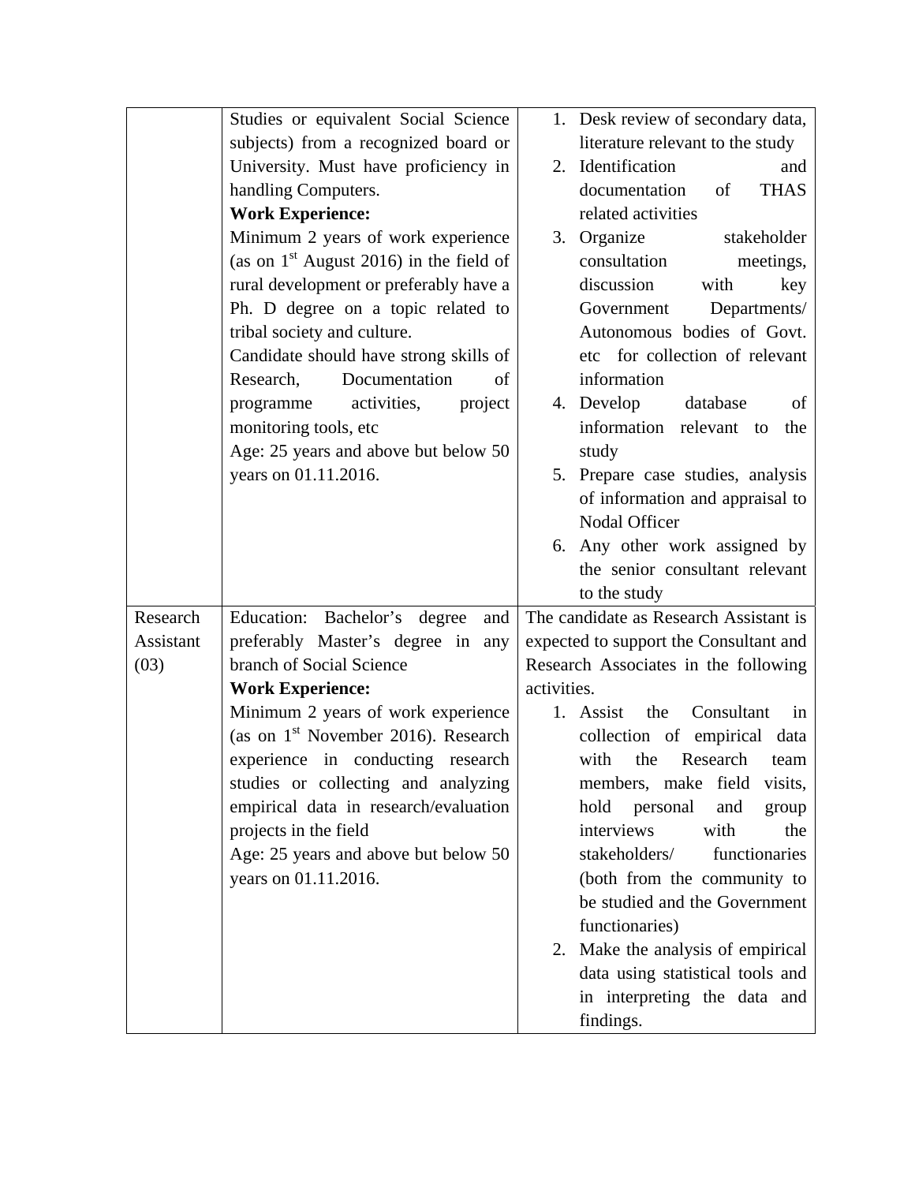| | | |
|---|---|---|
| | Studies or equivalent Social Science subjects) from a recognized board or University. Must have proficiency in handling Computers.<br>**Work Experience:**<br>Minimum 2 years of work experience (as on 1st August 2016) in the field of rural development or preferably have a Ph. D degree on a topic related to tribal society and culture.<br>Candidate should have strong skills of Research, Documentation of programme activities, project monitoring tools, etc<br>Age: 25 years and above but below 50 years on 01.11.2016. | 1. Desk review of secondary data, literature relevant to the study<br>2. Identification and documentation of THAS related activities<br>3. Organize stakeholder consultation meetings, discussion with key Government Departments/ Autonomous bodies of Govt. etc for collection of relevant information<br>4. Develop database of information relevant to the study<br>5. Prepare case studies, analysis of information and appraisal to Nodal Officer<br>6. Any other work assigned by the senior consultant relevant to the study |
| Research Assistant (03) | Education: Bachelor's degree and preferably Master's degree in any branch of Social Science<br>**Work Experience:**<br>Minimum 2 years of work experience (as on 1st November 2016). Research experience in conducting research studies or collecting and analyzing empirical data in research/evaluation projects in the field<br>Age: 25 years and above but below 50 years on 01.11.2016. | The candidate as Research Assistant is expected to support the Consultant and Research Associates in the following activities.<br>1. Assist the Consultant in collection of empirical data with the Research team members, make field visits, hold personal and group interviews with the stakeholders/ functionaries (both from the community to be studied and the Government functionaries)<br>2. Make the analysis of empirical data using statistical tools and in interpreting the data and findings. |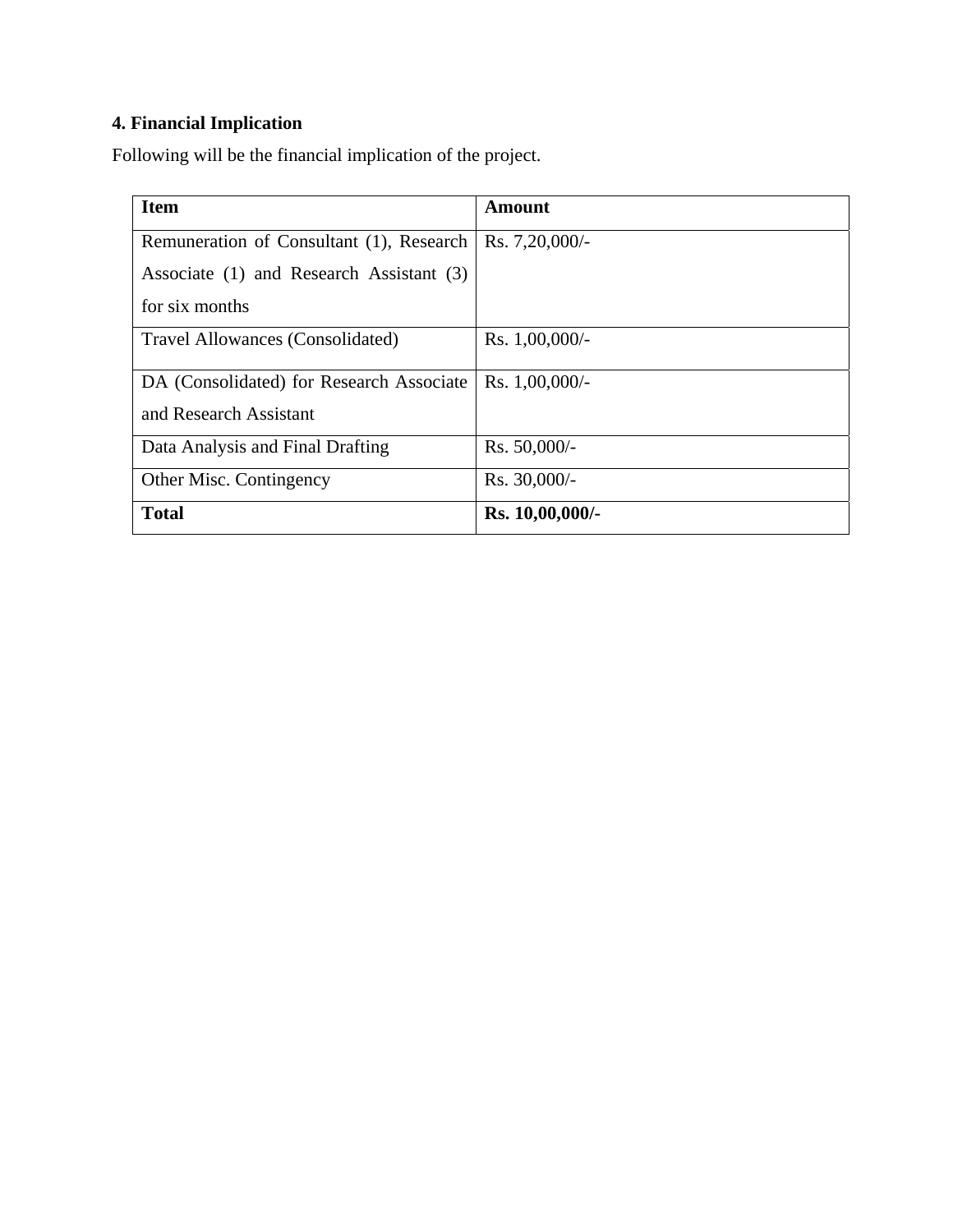**4. Financial Implication**

Following will be the financial implication of the project.

| **Item** | **Amount** |
|---|---|
| Remuneration of Consultant (1), Research Associate (1) and Research Assistant (3) for six months | Rs. 7,20,000/- |
| Travel Allowances (Consolidated) | Rs. 1,00,000/- |
| DA (Consolidated) for Research Associate and Research Assistant | Rs. 1,00,000/- |
| Data Analysis and Final Drafting | Rs. 50,000/- |
| Other Misc. Contingency | Rs. 30,000/- |
| **Total** | **Rs. 10,00,000/-** |